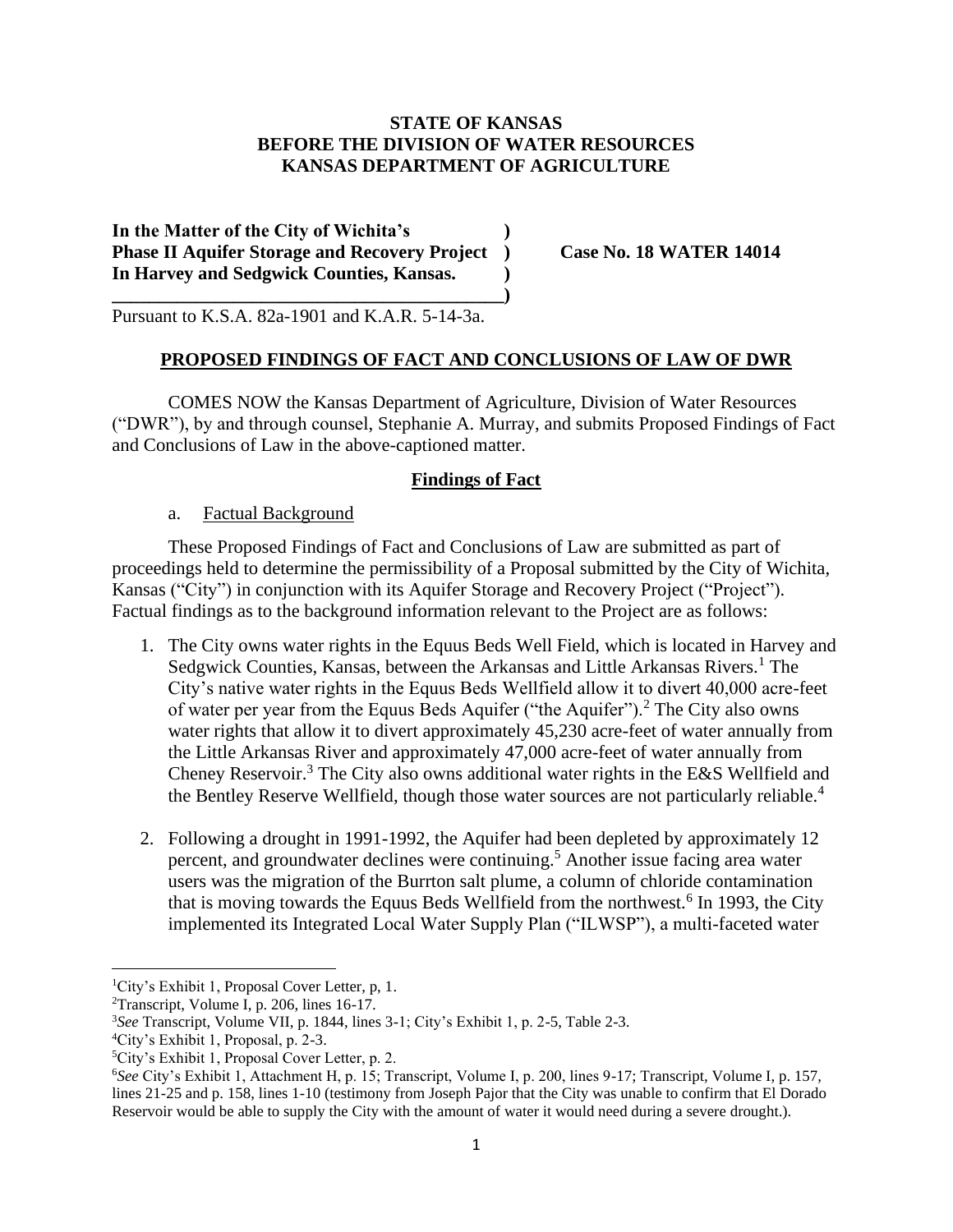**STATE OF KANSAS**
**BEFORE THE DIVISION OF WATER RESOURCES**
**KANSAS DEPARTMENT OF AGRICULTURE**

**In the Matter of the City of Wichita's )**
**Phase II Aquifer Storage and Recovery Project ) Case No. 18 WATER 14014**
**In Harvey and Sedgwick Counties, Kansas. )**
**____________________________________________)**

Pursuant to K.S.A. 82a-1901 and K.A.R. 5-14-3a.

## PROPOSED FINDINGS OF FACT AND CONCLUSIONS OF LAW OF DWR

COMES NOW the Kansas Department of Agriculture, Division of Water Resources ("DWR"), by and through counsel, Stephanie A. Murray, and submits Proposed Findings of Fact and Conclusions of Law in the above-captioned matter.

### Findings of Fact

a. Factual Background

These Proposed Findings of Fact and Conclusions of Law are submitted as part of proceedings held to determine the permissibility of a Proposal submitted by the City of Wichita, Kansas ("City") in conjunction with its Aquifer Storage and Recovery Project ("Project"). Factual findings as to the background information relevant to the Project are as follows:

1. The City owns water rights in the Equus Beds Well Field, which is located in Harvey and Sedgwick Counties, Kansas, between the Arkansas and Little Arkansas Rivers.[1] The City's native water rights in the Equus Beds Wellfield allow it to divert 40,000 acre-feet of water per year from the Equus Beds Aquifer ("the Aquifer").[2] The City also owns water rights that allow it to divert approximately 45,230 acre-feet of water annually from the Little Arkansas River and approximately 47,000 acre-feet of water annually from Cheney Reservoir.[3] The City also owns additional water rights in the E&S Wellfield and the Bentley Reserve Wellfield, though those water sources are not particularly reliable.[4]

2. Following a drought in 1991-1992, the Aquifer had been depleted by approximately 12 percent, and groundwater declines were continuing.[5] Another issue facing area water users was the migration of the Burrton salt plume, a column of chloride contamination that is moving towards the Equus Beds Wellfield from the northwest.[6] In 1993, the City implemented its Integrated Local Water Supply Plan ("ILWSP"), a multi-faceted water

---

[1] City's Exhibit 1, Proposal Cover Letter, p, 1.

[2] Transcript, Volume I, p. 206, lines 16-17.

[3] *See* Transcript, Volume VII, p. 1844, lines 3-1; City's Exhibit 1, p. 2-5, Table 2-3.

[4] City's Exhibit 1, Proposal, p. 2-3.

[5] City's Exhibit 1, Proposal Cover Letter, p. 2.

[6] *See* City's Exhibit 1, Attachment H, p. 15; Transcript, Volume I, p. 200, lines 9-17; Transcript, Volume I, p. 157, lines 21-25 and p. 158, lines 1-10 (testimony from Joseph Pajor that the City was unable to confirm that El Dorado Reservoir would be able to supply the City with the amount of water it would need during a severe drought.).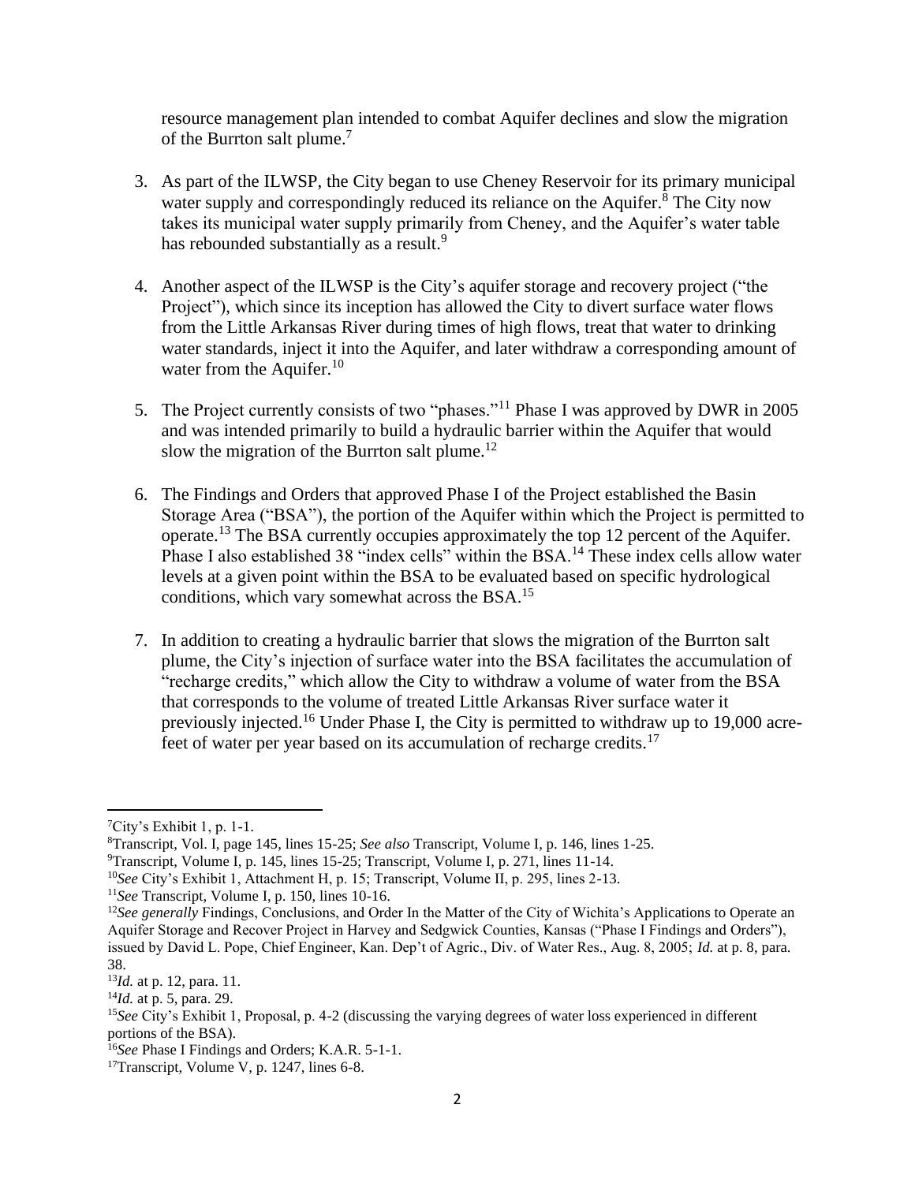resource management plan intended to combat Aquifer declines and slow the migration of the Burrton salt plume.[7]

3. As part of the ILWSP, the City began to use Cheney Reservoir for its primary municipal water supply and correspondingly reduced its reliance on the Aquifer.[8] The City now takes its municipal water supply primarily from Cheney, and the Aquifer's water table has rebounded substantially as a result.[9]

4. Another aspect of the ILWSP is the City's aquifer storage and recovery project ("the Project"), which since its inception has allowed the City to divert surface water flows from the Little Arkansas River during times of high flows, treat that water to drinking water standards, inject it into the Aquifer, and later withdraw a corresponding amount of water from the Aquifer.[10]

5. The Project currently consists of two "phases."[11] Phase I was approved by DWR in 2005 and was intended primarily to build a hydraulic barrier within the Aquifer that would slow the migration of the Burrton salt plume.[12]

6. The Findings and Orders that approved Phase I of the Project established the Basin Storage Area ("BSA"), the portion of the Aquifer within which the Project is permitted to operate.[13] The BSA currently occupies approximately the top 12 percent of the Aquifer. Phase I also established 38 "index cells" within the BSA.[14] These index cells allow water levels at a given point within the BSA to be evaluated based on specific hydrological conditions, which vary somewhat across the BSA.[15]

7. In addition to creating a hydraulic barrier that slows the migration of the Burrton salt plume, the City's injection of surface water into the BSA facilitates the accumulation of "recharge credits," which allow the City to withdraw a volume of water from the BSA that corresponds to the volume of treated Little Arkansas River surface water it previously injected.[16] Under Phase I, the City is permitted to withdraw up to 19,000 acre-feet of water per year based on its accumulation of recharge credits.[17]

---

[7]City's Exhibit 1, p. 1-1.

[8]Transcript, Vol. I, page 145, lines 15-25; *See also* Transcript, Volume I, p. 146, lines 1-25.

[9]Transcript, Volume I, p. 145, lines 15-25; Transcript, Volume I, p. 271, lines 11-14.

[10]*See* City's Exhibit 1, Attachment H, p. 15; Transcript, Volume II, p. 295, lines 2-13.

[11]*See* Transcript, Volume I, p. 150, lines 10-16.

[12]*See generally* Findings, Conclusions, and Order In the Matter of the City of Wichita's Applications to Operate an Aquifer Storage and Recover Project in Harvey and Sedgwick Counties, Kansas ("Phase I Findings and Orders"), issued by David L. Pope, Chief Engineer, Kan. Dep't of Agric., Div. of Water Res., Aug. 8, 2005; *Id.* at p. 8, para. 38.

[13]*Id.* at p. 12, para. 11.

[14]*Id.* at p. 5, para. 29.

[15]*See* City's Exhibit 1, Proposal, p. 4-2 (discussing the varying degrees of water loss experienced in different portions of the BSA).

[16]*See* Phase I Findings and Orders; K.A.R. 5-1-1.

[17]Transcript, Volume V, p. 1247, lines 6-8.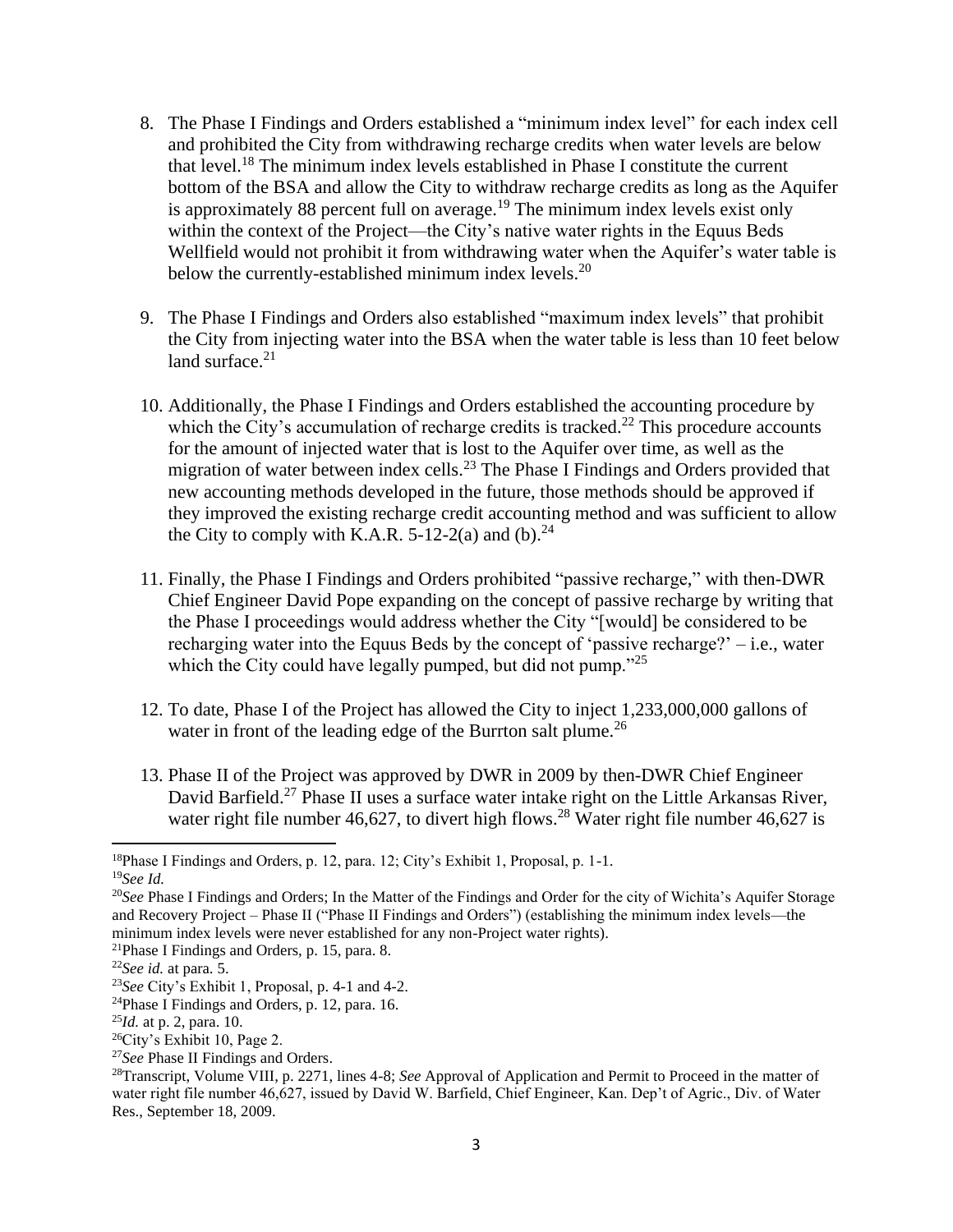8. The Phase I Findings and Orders established a "minimum index level" for each index cell and prohibited the City from withdrawing recharge credits when water levels are below that level.[18] The minimum index levels established in Phase I constitute the current bottom of the BSA and allow the City to withdraw recharge credits as long as the Aquifer is approximately 88 percent full on average.[19] The minimum index levels exist only within the context of the Project—the City's native water rights in the Equus Beds Wellfield would not prohibit it from withdrawing water when the Aquifer's water table is below the currently-established minimum index levels.[20]

9. The Phase I Findings and Orders also established "maximum index levels" that prohibit the City from injecting water into the BSA when the water table is less than 10 feet below land surface.[21]

10. Additionally, the Phase I Findings and Orders established the accounting procedure by which the City's accumulation of recharge credits is tracked.[22] This procedure accounts for the amount of injected water that is lost to the Aquifer over time, as well as the migration of water between index cells.[23] The Phase I Findings and Orders provided that new accounting methods developed in the future, those methods should be approved if they improved the existing recharge credit accounting method and was sufficient to allow the City to comply with K.A.R. 5-12-2(a) and (b).[24]

11. Finally, the Phase I Findings and Orders prohibited "passive recharge," with then-DWR Chief Engineer David Pope expanding on the concept of passive recharge by writing that the Phase I proceedings would address whether the City "[would] be considered to be recharging water into the Equus Beds by the concept of 'passive recharge?' – i.e., water which the City could have legally pumped, but did not pump."[25]

12. To date, Phase I of the Project has allowed the City to inject 1,233,000,000 gallons of water in front of the leading edge of the Burrton salt plume.[26]

13. Phase II of the Project was approved by DWR in 2009 by then-DWR Chief Engineer David Barfield.[27] Phase II uses a surface water intake right on the Little Arkansas River, water right file number 46,627, to divert high flows.[28] Water right file number 46,627 is

---

[18] Phase I Findings and Orders, p. 12, para. 12; City's Exhibit 1, Proposal, p. 1-1.

[19] *See Id.*

[20] *See* Phase I Findings and Orders; In the Matter of the Findings and Order for the city of Wichita's Aquifer Storage and Recovery Project – Phase II ("Phase II Findings and Orders") (establishing the minimum index levels—the minimum index levels were never established for any non-Project water rights).

[21] Phase I Findings and Orders, p. 15, para. 8.

[22] *See id.* at para. 5.

[23] *See* City's Exhibit 1, Proposal, p. 4-1 and 4-2.

[24] Phase I Findings and Orders, p. 12, para. 16.

[25] *Id.* at p. 2, para. 10.

[26] City's Exhibit 10, Page 2.

[27] *See* Phase II Findings and Orders.

[28] Transcript, Volume VIII, p. 2271, lines 4-8; *See* Approval of Application and Permit to Proceed in the matter of water right file number 46,627, issued by David W. Barfield, Chief Engineer, Kan. Dep't of Agric., Div. of Water Res., September 18, 2009.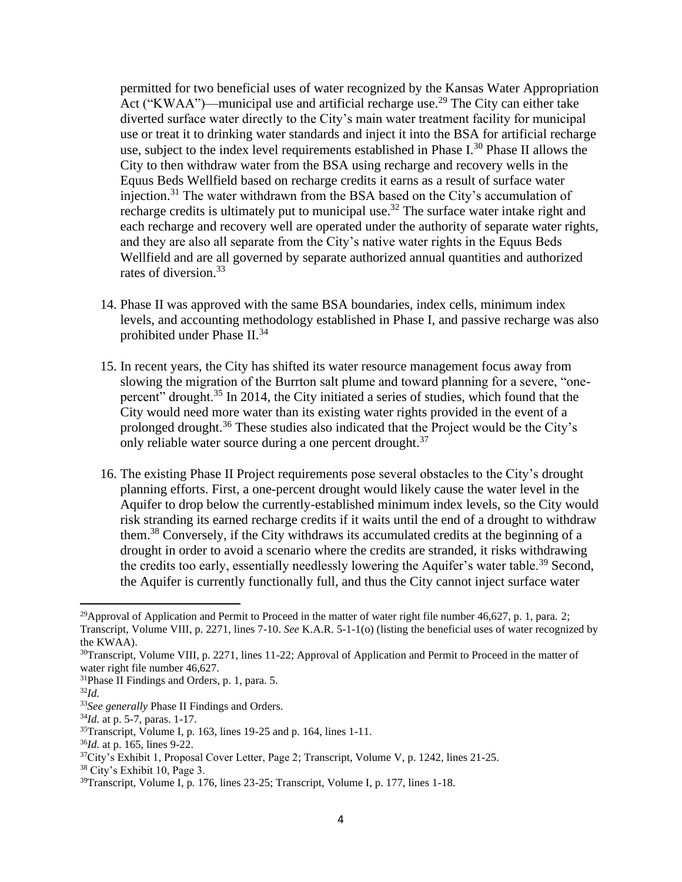permitted for two beneficial uses of water recognized by the Kansas Water Appropriation Act ("KWAA")—municipal use and artificial recharge use.[29] The City can either take diverted surface water directly to the City's main water treatment facility for municipal use or treat it to drinking water standards and inject it into the BSA for artificial recharge use, subject to the index level requirements established in Phase I.[30] Phase II allows the City to then withdraw water from the BSA using recharge and recovery wells in the Equus Beds Wellfield based on recharge credits it earns as a result of surface water injection.[31] The water withdrawn from the BSA based on the City's accumulation of recharge credits is ultimately put to municipal use.[32] The surface water intake right and each recharge and recovery well are operated under the authority of separate water rights, and they are also all separate from the City's native water rights in the Equus Beds Wellfield and are all governed by separate authorized annual quantities and authorized rates of diversion.[33]

14. Phase II was approved with the same BSA boundaries, index cells, minimum index levels, and accounting methodology established in Phase I, and passive recharge was also prohibited under Phase II.[34]

15. In recent years, the City has shifted its water resource management focus away from slowing the migration of the Burrton salt plume and toward planning for a severe, "one-percent" drought.[35] In 2014, the City initiated a series of studies, which found that the City would need more water than its existing water rights provided in the event of a prolonged drought.[36] These studies also indicated that the Project would be the City's only reliable water source during a one percent drought.[37]

16. The existing Phase II Project requirements pose several obstacles to the City's drought planning efforts. First, a one-percent drought would likely cause the water level in the Aquifer to drop below the currently-established minimum index levels, so the City would risk stranding its earned recharge credits if it waits until the end of a drought to withdraw them.[38] Conversely, if the City withdraws its accumulated credits at the beginning of a drought in order to avoid a scenario where the credits are stranded, it risks withdrawing the credits too early, essentially needlessly lowering the Aquifer's water table.[39] Second, the Aquifer is currently functionally full, and thus the City cannot inject surface water

---

[29] Approval of Application and Permit to Proceed in the matter of water right file number 46,627, p. 1, para. 2; Transcript, Volume VIII, p. 2271, lines 7-10. *See* K.A.R. 5-1-1(o) (listing the beneficial uses of water recognized by the KWAA).

[30] Transcript, Volume VIII, p. 2271, lines 11-22; Approval of Application and Permit to Proceed in the matter of water right file number 46,627.

[31] Phase II Findings and Orders, p. 1, para. 5.

[32] *Id.*

[33] *See generally* Phase II Findings and Orders.

[34] *Id.* at p. 5-7, paras. 1-17.

[35] Transcript, Volume I, p. 163, lines 19-25 and p. 164, lines 1-11.

[36] *Id.* at p. 165, lines 9-22.

[37] City's Exhibit 1, Proposal Cover Letter, Page 2; Transcript, Volume V, p. 1242, lines 21-25.

[38] City's Exhibit 10, Page 3.

[39] Transcript, Volume I, p. 176, lines 23-25; Transcript, Volume I, p. 177, lines 1-18.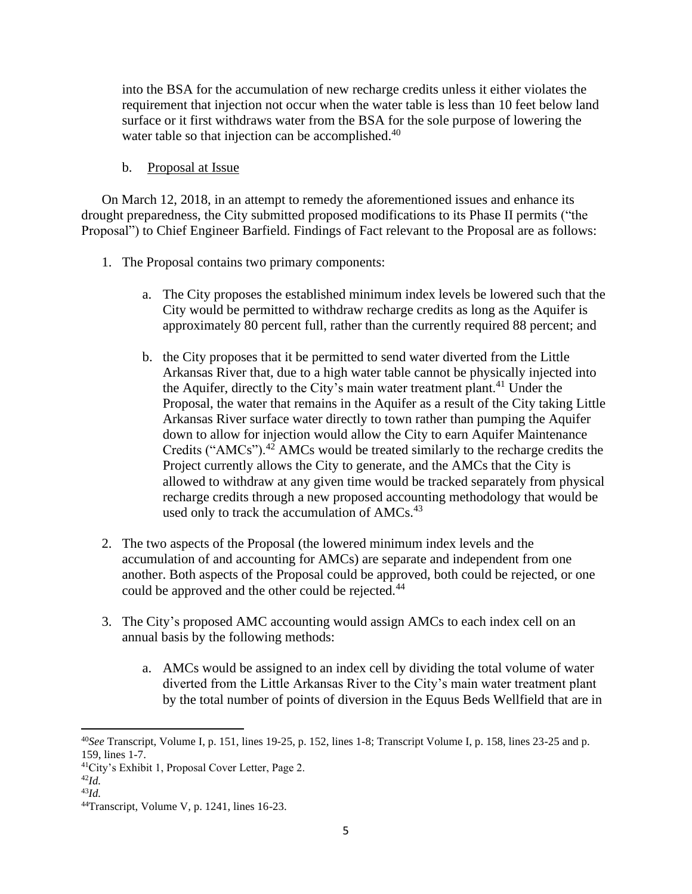into the BSA for the accumulation of new recharge credits unless it either violates the requirement that injection not occur when the water table is less than 10 feet below land surface or it first withdraws water from the BSA for the sole purpose of lowering the water table so that injection can be accomplished.[40]

b. Proposal at Issue

On March 12, 2018, in an attempt to remedy the aforementioned issues and enhance its drought preparedness, the City submitted proposed modifications to its Phase II permits ("the Proposal") to Chief Engineer Barfield. Findings of Fact relevant to the Proposal are as follows:

1. The Proposal contains two primary components:

    a. The City proposes the established minimum index levels be lowered such that the City would be permitted to withdraw recharge credits as long as the Aquifer is approximately 80 percent full, rather than the currently required 88 percent; and

    b. the City proposes that it be permitted to send water diverted from the Little Arkansas River that, due to a high water table cannot be physically injected into the Aquifer, directly to the City's main water treatment plant.[41] Under the Proposal, the water that remains in the Aquifer as a result of the City taking Little Arkansas River surface water directly to town rather than pumping the Aquifer down to allow for injection would allow the City to earn Aquifer Maintenance Credits ("AMCs").[42] AMCs would be treated similarly to the recharge credits the Project currently allows the City to generate, and the AMCs that the City is allowed to withdraw at any given time would be tracked separately from physical recharge credits through a new proposed accounting methodology that would be used only to track the accumulation of AMCs.[43]

2. The two aspects of the Proposal (the lowered minimum index levels and the accumulation of and accounting for AMCs) are separate and independent from one another. Both aspects of the Proposal could be approved, both could be rejected, or one could be approved and the other could be rejected.[44]

3. The City's proposed AMC accounting would assign AMCs to each index cell on an annual basis by the following methods:

    a. AMCs would be assigned to an index cell by dividing the total volume of water diverted from the Little Arkansas River to the City's main water treatment plant by the total number of points of diversion in the Equus Beds Wellfield that are in

---

[40] *See* Transcript, Volume I, p. 151, lines 19-25, p. 152, lines 1-8; Transcript Volume I, p. 158, lines 23-25 and p. 159, lines 1-7.

[41] City's Exhibit 1, Proposal Cover Letter, Page 2.

[42] *Id.*

[43] *Id.*

[44] Transcript, Volume V, p. 1241, lines 16-23.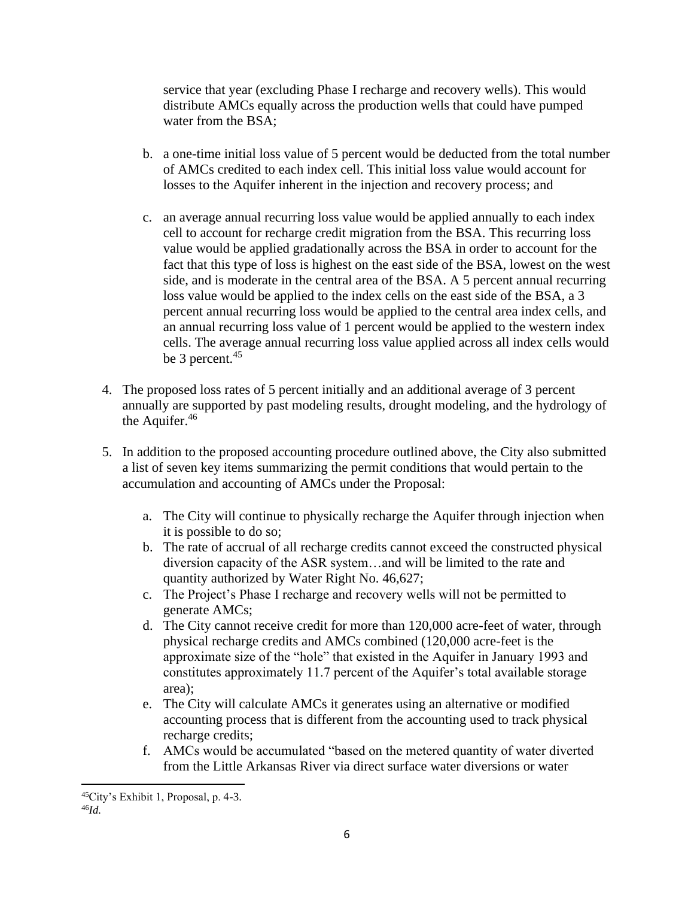service that year (excluding Phase I recharge and recovery wells). This would distribute AMCs equally across the production wells that could have pumped water from the BSA;

   b. a one-time initial loss value of 5 percent would be deducted from the total number of AMCs credited to each index cell. This initial loss value would account for losses to the Aquifer inherent in the injection and recovery process; and

   c. an average annual recurring loss value would be applied annually to each index cell to account for recharge credit migration from the BSA. This recurring loss value would be applied gradationally across the BSA in order to account for the fact that this type of loss is highest on the east side of the BSA, lowest on the west side, and is moderate in the central area of the BSA. A 5 percent annual recurring loss value would be applied to the index cells on the east side of the BSA, a 3 percent annual recurring loss would be applied to the central area index cells, and an annual recurring loss value of 1 percent would be applied to the western index cells. The average annual recurring loss value applied across all index cells would be 3 percent.[45]

4. The proposed loss rates of 5 percent initially and an additional average of 3 percent annually are supported by past modeling results, drought modeling, and the hydrology of the Aquifer.[46]

5. In addition to the proposed accounting procedure outlined above, the City also submitted a list of seven key items summarizing the permit conditions that would pertain to the accumulation and accounting of AMCs under the Proposal:

   a. The City will continue to physically recharge the Aquifer through injection when it is possible to do so;
   b. The rate of accrual of all recharge credits cannot exceed the constructed physical diversion capacity of the ASR system…and will be limited to the rate and quantity authorized by Water Right No. 46,627;
   c. The Project's Phase I recharge and recovery wells will not be permitted to generate AMCs;
   d. The City cannot receive credit for more than 120,000 acre-feet of water, through physical recharge credits and AMCs combined (120,000 acre-feet is the approximate size of the "hole" that existed in the Aquifer in January 1993 and constitutes approximately 11.7 percent of the Aquifer's total available storage area);
   e. The City will calculate AMCs it generates using an alternative or modified accounting process that is different from the accounting used to track physical recharge credits;
   f. AMCs would be accumulated "based on the metered quantity of water diverted from the Little Arkansas River via direct surface water diversions or water

[45] City's Exhibit 1, Proposal, p. 4-3.
[46] *Id.*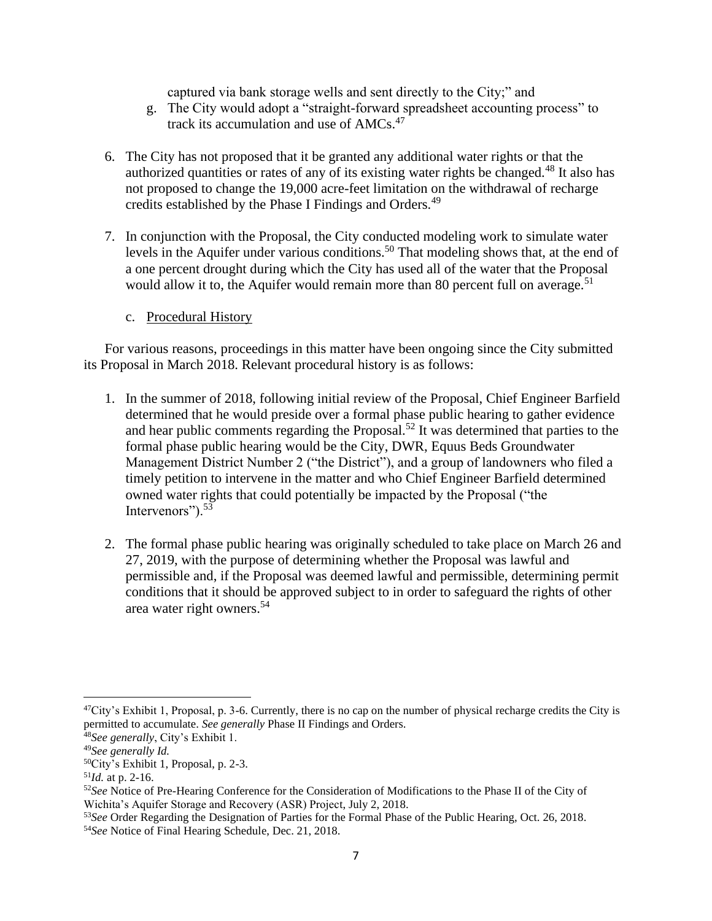captured via bank storage wells and sent directly to the City;" and

g. The City would adopt a "straight-forward spreadsheet accounting process" to track its accumulation and use of AMCs.[47]

6. The City has not proposed that it be granted any additional water rights or that the authorized quantities or rates of any of its existing water rights be changed.[48] It also has not proposed to change the 19,000 acre-feet limitation on the withdrawal of recharge credits established by the Phase I Findings and Orders.[49]

7. In conjunction with the Proposal, the City conducted modeling work to simulate water levels in the Aquifer under various conditions.[50] That modeling shows that, at the end of a one percent drought during which the City has used all of the water that the Proposal would allow it to, the Aquifer would remain more than 80 percent full on average.[51]

c. Procedural History

For various reasons, proceedings in this matter have been ongoing since the City submitted its Proposal in March 2018. Relevant procedural history is as follows:

1. In the summer of 2018, following initial review of the Proposal, Chief Engineer Barfield determined that he would preside over a formal phase public hearing to gather evidence and hear public comments regarding the Proposal.[52] It was determined that parties to the formal phase public hearing would be the City, DWR, Equus Beds Groundwater Management District Number 2 ("the District"), and a group of landowners who filed a timely petition to intervene in the matter and who Chief Engineer Barfield determined owned water rights that could potentially be impacted by the Proposal ("the Intervenors").[53]

2. The formal phase public hearing was originally scheduled to take place on March 26 and 27, 2019, with the purpose of determining whether the Proposal was lawful and permissible and, if the Proposal was deemed lawful and permissible, determining permit conditions that it should be approved subject to in order to safeguard the rights of other area water right owners.[54]

---

[47] City's Exhibit 1, Proposal, p. 3-6. Currently, there is no cap on the number of physical recharge credits the City is permitted to accumulate. *See generally* Phase II Findings and Orders.

[48] *See generally*, City's Exhibit 1.

[49] *See generally Id.*

[50] City's Exhibit 1, Proposal, p. 2-3.

[51] *Id.* at p. 2-16.

[52] *See* Notice of Pre-Hearing Conference for the Consideration of Modifications to the Phase II of the City of Wichita's Aquifer Storage and Recovery (ASR) Project, July 2, 2018.

[53] *See* Order Regarding the Designation of Parties for the Formal Phase of the Public Hearing, Oct. 26, 2018.

[54] *See* Notice of Final Hearing Schedule, Dec. 21, 2018.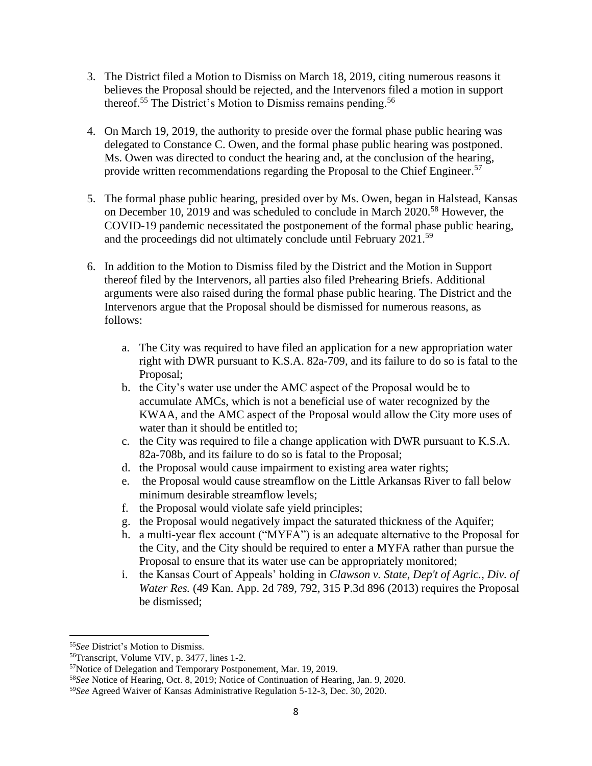3. The District filed a Motion to Dismiss on March 18, 2019, citing numerous reasons it believes the Proposal should be rejected, and the Intervenors filed a motion in support thereof.[55] The District's Motion to Dismiss remains pending.[56]

4. On March 19, 2019, the authority to preside over the formal phase public hearing was delegated to Constance C. Owen, and the formal phase public hearing was postponed. Ms. Owen was directed to conduct the hearing and, at the conclusion of the hearing, provide written recommendations regarding the Proposal to the Chief Engineer.[57]

5. The formal phase public hearing, presided over by Ms. Owen, began in Halstead, Kansas on December 10, 2019 and was scheduled to conclude in March 2020.[58] However, the COVID-19 pandemic necessitated the postponement of the formal phase public hearing, and the proceedings did not ultimately conclude until February 2021.[59]

6. In addition to the Motion to Dismiss filed by the District and the Motion in Support thereof filed by the Intervenors, all parties also filed Prehearing Briefs. Additional arguments were also raised during the formal phase public hearing. The District and the Intervenors argue that the Proposal should be dismissed for numerous reasons, as follows:

   a. The City was required to have filed an application for a new appropriation water right with DWR pursuant to K.S.A. 82a-709, and its failure to do so is fatal to the Proposal;
   b. the City's water use under the AMC aspect of the Proposal would be to accumulate AMCs, which is not a beneficial use of water recognized by the KWAA, and the AMC aspect of the Proposal would allow the City more uses of water than it should be entitled to;
   c. the City was required to file a change application with DWR pursuant to K.S.A. 82a-708b, and its failure to do so is fatal to the Proposal;
   d. the Proposal would cause impairment to existing area water rights;
   e. the Proposal would cause streamflow on the Little Arkansas River to fall below minimum desirable streamflow levels;
   f. the Proposal would violate safe yield principles;
   g. the Proposal would negatively impact the saturated thickness of the Aquifer;
   h. a multi-year flex account ("MYFA") is an adequate alternative to the Proposal for the City, and the City should be required to enter a MYFA rather than pursue the Proposal to ensure that its water use can be appropriately monitored;
   i. the Kansas Court of Appeals' holding in *Clawson v. State, Dep't of Agric., Div. of Water Res.* (49 Kan. App. 2d 789, 792, 315 P.3d 896 (2013) requires the Proposal be dismissed;

---

[55] *See* District's Motion to Dismiss.

[56] Transcript, Volume VIV, p. 3477, lines 1-2.

[57] Notice of Delegation and Temporary Postponement, Mar. 19, 2019.

[58] *See* Notice of Hearing, Oct. 8, 2019; Notice of Continuation of Hearing, Jan. 9, 2020.

[59] *See* Agreed Waiver of Kansas Administrative Regulation 5-12-3, Dec. 30, 2020.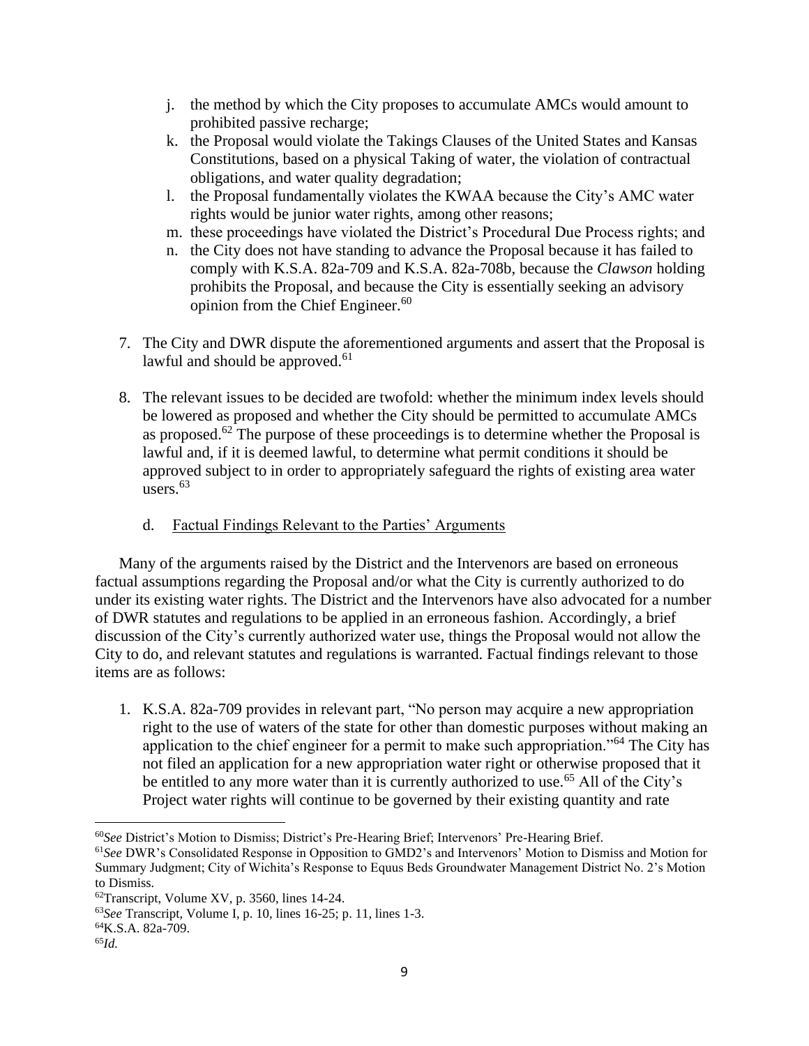j. the method by which the City proposes to accumulate AMCs would amount to prohibited passive recharge;
k. the Proposal would violate the Takings Clauses of the United States and Kansas Constitutions, based on a physical Taking of water, the violation of contractual obligations, and water quality degradation;
l. the Proposal fundamentally violates the KWAA because the City's AMC water rights would be junior water rights, among other reasons;
m. these proceedings have violated the District's Procedural Due Process rights; and
n. the City does not have standing to advance the Proposal because it has failed to comply with K.S.A. 82a-709 and K.S.A. 82a-708b, because the *Clawson* holding prohibits the Proposal, and because the City is essentially seeking an advisory opinion from the Chief Engineer.[60]

7. The City and DWR dispute the aforementioned arguments and assert that the Proposal is lawful and should be approved.[61]

8. The relevant issues to be decided are twofold: whether the minimum index levels should be lowered as proposed and whether the City should be permitted to accumulate AMCs as proposed.[62] The purpose of these proceedings is to determine whether the Proposal is lawful and, if it is deemed lawful, to determine what permit conditions it should be approved subject to in order to appropriately safeguard the rights of existing area water users.[63]

d. Factual Findings Relevant to the Parties' Arguments

Many of the arguments raised by the District and the Intervenors are based on erroneous factual assumptions regarding the Proposal and/or what the City is currently authorized to do under its existing water rights. The District and the Intervenors have also advocated for a number of DWR statutes and regulations to be applied in an erroneous fashion. Accordingly, a brief discussion of the City's currently authorized water use, things the Proposal would not allow the City to do, and relevant statutes and regulations is warranted. Factual findings relevant to those items are as follows:

1. K.S.A. 82a-709 provides in relevant part, "No person may acquire a new appropriation right to the use of waters of the state for other than domestic purposes without making an application to the chief engineer for a permit to make such appropriation."[64] The City has not filed an application for a new appropriation water right or otherwise proposed that it be entitled to any more water than it is currently authorized to use.[65] All of the City's Project water rights will continue to be governed by their existing quantity and rate

---

[60] *See* District's Motion to Dismiss; District's Pre-Hearing Brief; Intervenors' Pre-Hearing Brief.

[61] *See* DWR's Consolidated Response in Opposition to GMD2's and Intervenors' Motion to Dismiss and Motion for Summary Judgment; City of Wichita's Response to Equus Beds Groundwater Management District No. 2's Motion to Dismiss.

[62] Transcript, Volume XV, p. 3560, lines 14-24.

[63] *See* Transcript, Volume I, p. 10, lines 16-25; p. 11, lines 1-3.

[64] K.S.A. 82a-709.

[65] *Id.*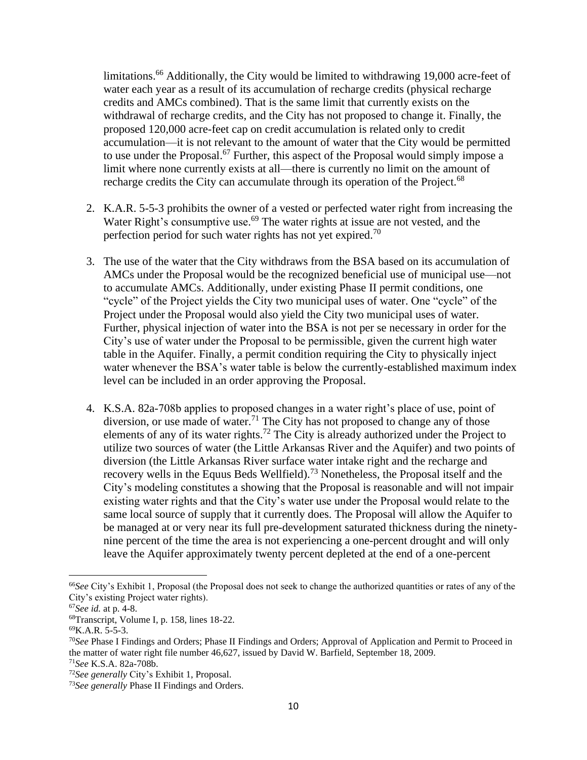limitations.[66] Additionally, the City would be limited to withdrawing 19,000 acre-feet of water each year as a result of its accumulation of recharge credits (physical recharge credits and AMCs combined). That is the same limit that currently exists on the withdrawal of recharge credits, and the City has not proposed to change it. Finally, the proposed 120,000 acre-feet cap on credit accumulation is related only to credit accumulation—it is not relevant to the amount of water that the City would be permitted to use under the Proposal.[67] Further, this aspect of the Proposal would simply impose a limit where none currently exists at all—there is currently no limit on the amount of recharge credits the City can accumulate through its operation of the Project.[68]

2. K.A.R. 5-5-3 prohibits the owner of a vested or perfected water right from increasing the Water Right's consumptive use.[69] The water rights at issue are not vested, and the perfection period for such water rights has not yet expired.[70]

3. The use of the water that the City withdraws from the BSA based on its accumulation of AMCs under the Proposal would be the recognized beneficial use of municipal use—not to accumulate AMCs. Additionally, under existing Phase II permit conditions, one "cycle" of the Project yields the City two municipal uses of water. One "cycle" of the Project under the Proposal would also yield the City two municipal uses of water. Further, physical injection of water into the BSA is not per se necessary in order for the City's use of water under the Proposal to be permissible, given the current high water table in the Aquifer. Finally, a permit condition requiring the City to physically inject water whenever the BSA's water table is below the currently-established maximum index level can be included in an order approving the Proposal.

4. K.S.A. 82a-708b applies to proposed changes in a water right's place of use, point of diversion, or use made of water.[71] The City has not proposed to change any of those elements of any of its water rights.[72] The City is already authorized under the Project to utilize two sources of water (the Little Arkansas River and the Aquifer) and two points of diversion (the Little Arkansas River surface water intake right and the recharge and recovery wells in the Equus Beds Wellfield).[73] Nonetheless, the Proposal itself and the City's modeling constitutes a showing that the Proposal is reasonable and will not impair existing water rights and that the City's water use under the Proposal would relate to the same local source of supply that it currently does. The Proposal will allow the Aquifer to be managed at or very near its full pre-development saturated thickness during the ninety-nine percent of the time the area is not experiencing a one-percent drought and will only leave the Aquifer approximately twenty percent depleted at the end of a one-percent

---

[66]*See* City's Exhibit 1, Proposal (the Proposal does not seek to change the authorized quantities or rates of any of the City's existing Project water rights).

[67]*See id.* at p. 4-8.

[68]Transcript, Volume I, p. 158, lines 18-22.

[69]K.A.R. 5-5-3.

[70]*See* Phase I Findings and Orders; Phase II Findings and Orders; Approval of Application and Permit to Proceed in the matter of water right file number 46,627, issued by David W. Barfield, September 18, 2009.

[71]*See* K.S.A. 82a-708b.

[72]*See generally* City's Exhibit 1, Proposal.

[73]*See generally* Phase II Findings and Orders.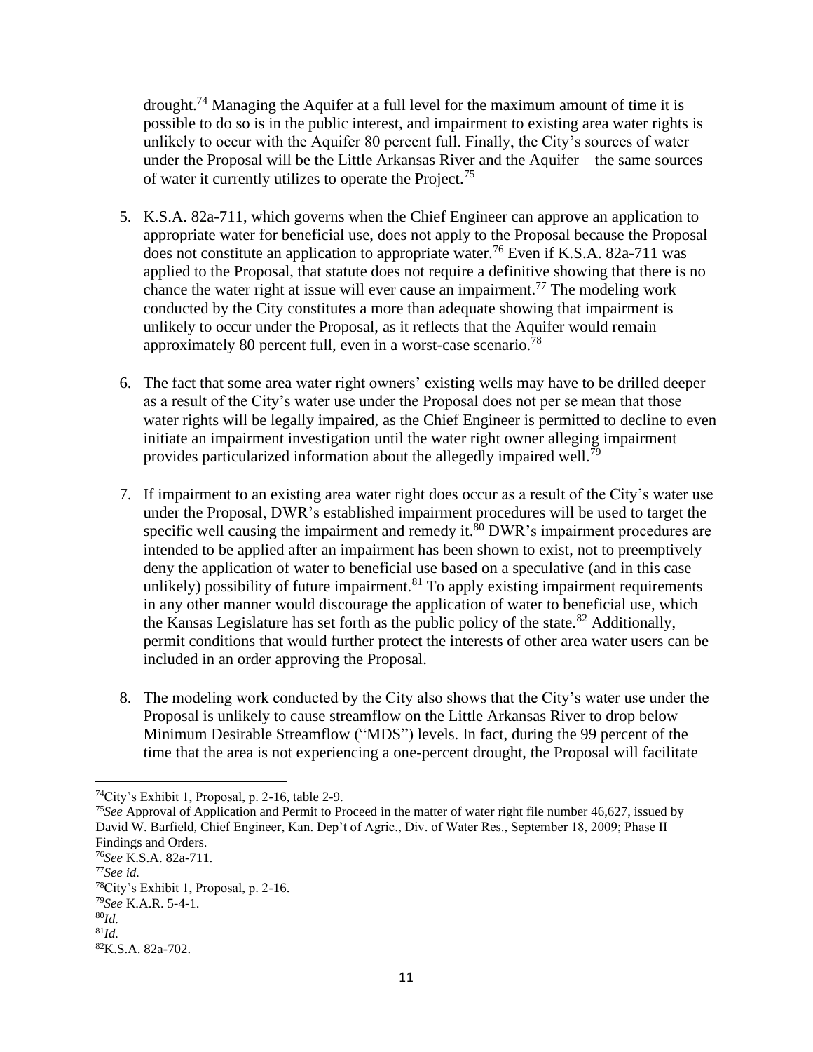drought.[74] Managing the Aquifer at a full level for the maximum amount of time it is possible to do so is in the public interest, and impairment to existing area water rights is unlikely to occur with the Aquifer 80 percent full. Finally, the City's sources of water under the Proposal will be the Little Arkansas River and the Aquifer—the same sources of water it currently utilizes to operate the Project.[75]

5. K.S.A. 82a-711, which governs when the Chief Engineer can approve an application to appropriate water for beneficial use, does not apply to the Proposal because the Proposal does not constitute an application to appropriate water.[76] Even if K.S.A. 82a-711 was applied to the Proposal, that statute does not require a definitive showing that there is no chance the water right at issue will ever cause an impairment.[77] The modeling work conducted by the City constitutes a more than adequate showing that impairment is unlikely to occur under the Proposal, as it reflects that the Aquifer would remain approximately 80 percent full, even in a worst-case scenario.[78]

6. The fact that some area water right owners' existing wells may have to be drilled deeper as a result of the City's water use under the Proposal does not per se mean that those water rights will be legally impaired, as the Chief Engineer is permitted to decline to even initiate an impairment investigation until the water right owner alleging impairment provides particularized information about the allegedly impaired well.[79]

7. If impairment to an existing area water right does occur as a result of the City's water use under the Proposal, DWR's established impairment procedures will be used to target the specific well causing the impairment and remedy it.[80] DWR's impairment procedures are intended to be applied after an impairment has been shown to exist, not to preemptively deny the application of water to beneficial use based on a speculative (and in this case unlikely) possibility of future impairment.[81] To apply existing impairment requirements in any other manner would discourage the application of water to beneficial use, which the Kansas Legislature has set forth as the public policy of the state.[82] Additionally, permit conditions that would further protect the interests of other area water users can be included in an order approving the Proposal.

8. The modeling work conducted by the City also shows that the City's water use under the Proposal is unlikely to cause streamflow on the Little Arkansas River to drop below Minimum Desirable Streamflow ("MDS") levels. In fact, during the 99 percent of the time that the area is not experiencing a one-percent drought, the Proposal will facilitate

---

[74] City's Exhibit 1, Proposal, p. 2-16, table 2-9.

[75] *See* Approval of Application and Permit to Proceed in the matter of water right file number 46,627, issued by David W. Barfield, Chief Engineer, Kan. Dep't of Agric., Div. of Water Res., September 18, 2009; Phase II Findings and Orders.

[76] *See* K.S.A. 82a-711.

[77] *See id.*

[78] City's Exhibit 1, Proposal, p. 2-16.

[79] *See* K.A.R. 5-4-1.

[80] *Id.*

[81] *Id.*

[82] K.S.A. 82a-702.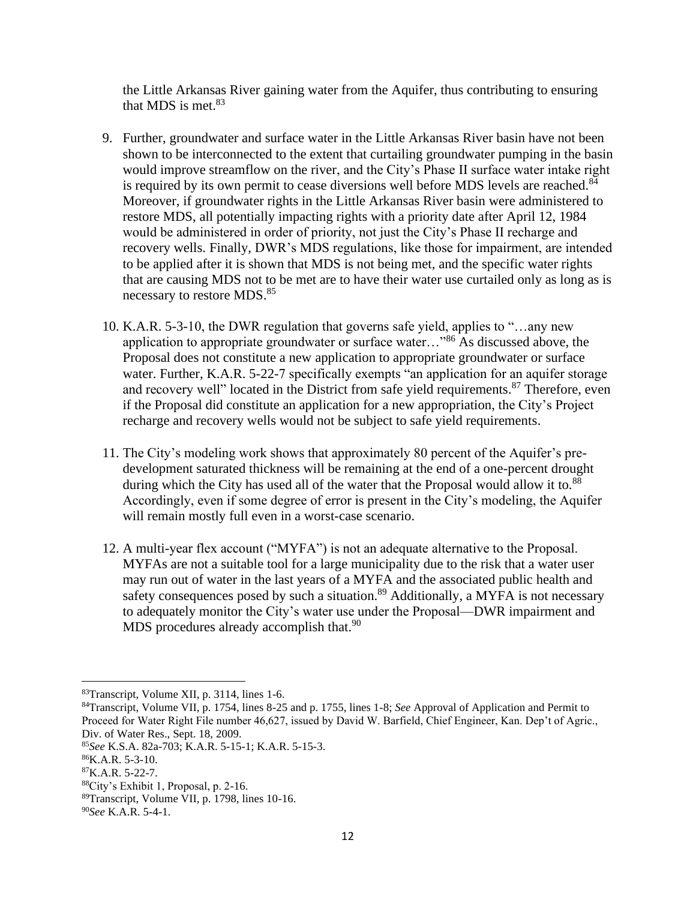the Little Arkansas River gaining water from the Aquifer, thus contributing to ensuring that MDS is met.[83]

9. Further, groundwater and surface water in the Little Arkansas River basin have not been shown to be interconnected to the extent that curtailing groundwater pumping in the basin would improve streamflow on the river, and the City's Phase II surface water intake right is required by its own permit to cease diversions well before MDS levels are reached.[84] Moreover, if groundwater rights in the Little Arkansas River basin were administered to restore MDS, all potentially impacting rights with a priority date after April 12, 1984 would be administered in order of priority, not just the City's Phase II recharge and recovery wells. Finally, DWR's MDS regulations, like those for impairment, are intended to be applied after it is shown that MDS is not being met, and the specific water rights that are causing MDS not to be met are to have their water use curtailed only as long as is necessary to restore MDS.[85]

10. K.A.R. 5-3-10, the DWR regulation that governs safe yield, applies to "…any new application to appropriate groundwater or surface water…"[86] As discussed above, the Proposal does not constitute a new application to appropriate groundwater or surface water. Further, K.A.R. 5-22-7 specifically exempts "an application for an aquifer storage and recovery well" located in the District from safe yield requirements.[87] Therefore, even if the Proposal did constitute an application for a new appropriation, the City's Project recharge and recovery wells would not be subject to safe yield requirements.

11. The City's modeling work shows that approximately 80 percent of the Aquifer's pre-development saturated thickness will be remaining at the end of a one-percent drought during which the City has used all of the water that the Proposal would allow it to.[88] Accordingly, even if some degree of error is present in the City's modeling, the Aquifer will remain mostly full even in a worst-case scenario.

12. A multi-year flex account ("MYFA") is not an adequate alternative to the Proposal. MYFAs are not a suitable tool for a large municipality due to the risk that a water user may run out of water in the last years of a MYFA and the associated public health and safety consequences posed by such a situation.[89] Additionally, a MYFA is not necessary to adequately monitor the City's water use under the Proposal—DWR impairment and MDS procedures already accomplish that.[90]

---

[83] Transcript, Volume XII, p. 3114, lines 1-6.

[84] Transcript, Volume VII, p. 1754, lines 8-25 and p. 1755, lines 1-8; *See* Approval of Application and Permit to Proceed for Water Right File number 46,627, issued by David W. Barfield, Chief Engineer, Kan. Dep't of Agric., Div. of Water Res., Sept. 18, 2009.

[85] *See* K.S.A. 82a-703; K.A.R. 5-15-1; K.A.R. 5-15-3.

[86] K.A.R. 5-3-10.

[87] K.A.R. 5-22-7.

[88] City's Exhibit 1, Proposal, p. 2-16.

[89] Transcript, Volume VII, p. 1798, lines 10-16.

[90] *See* K.A.R. 5-4-1.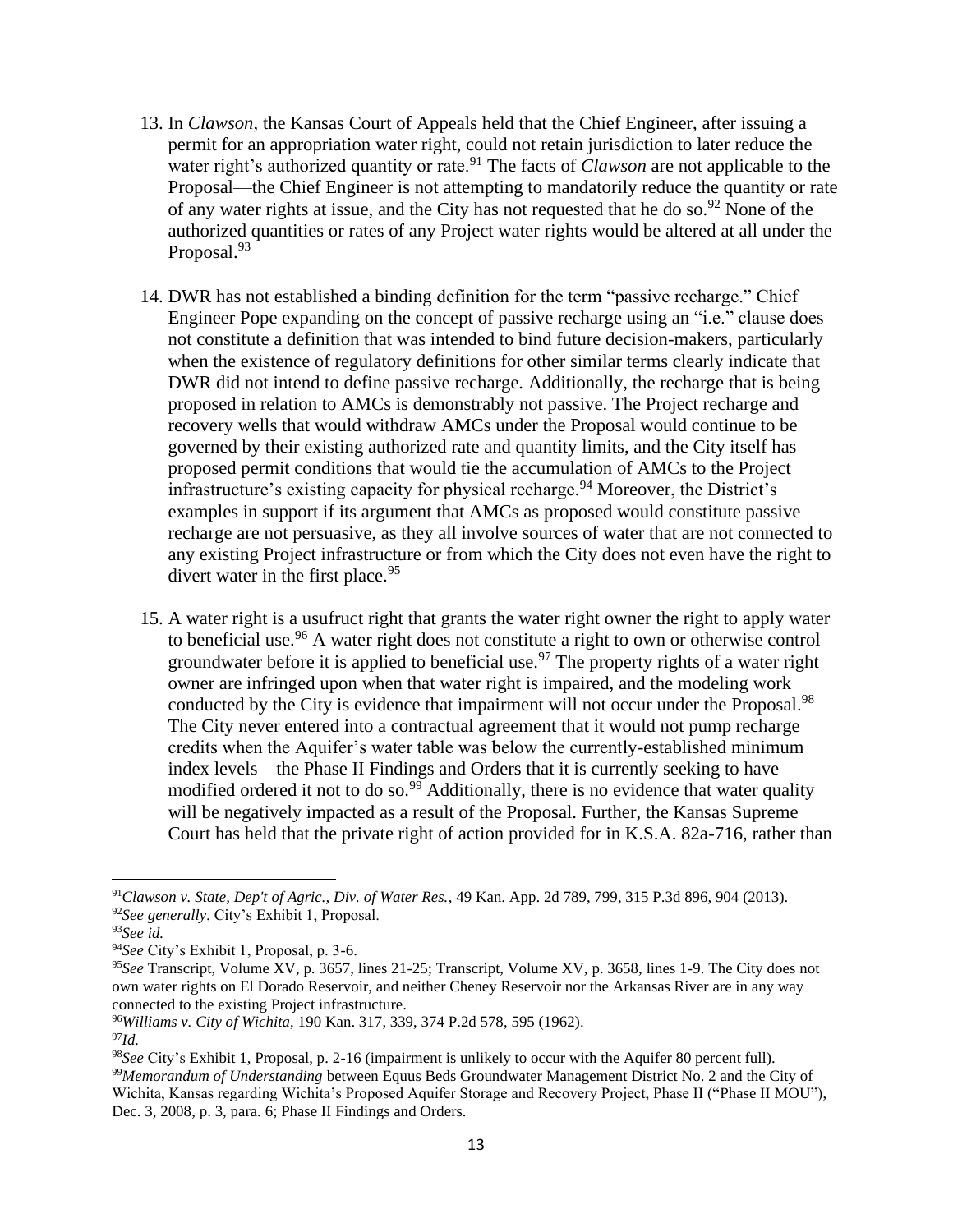13. In *Clawson*, the Kansas Court of Appeals held that the Chief Engineer, after issuing a permit for an appropriation water right, could not retain jurisdiction to later reduce the water right's authorized quantity or rate.[91] The facts of *Clawson* are not applicable to the Proposal—the Chief Engineer is not attempting to mandatorily reduce the quantity or rate of any water rights at issue, and the City has not requested that he do so.[92] None of the authorized quantities or rates of any Project water rights would be altered at all under the Proposal.[93]

14. DWR has not established a binding definition for the term "passive recharge." Chief Engineer Pope expanding on the concept of passive recharge using an "i.e." clause does not constitute a definition that was intended to bind future decision-makers, particularly when the existence of regulatory definitions for other similar terms clearly indicate that DWR did not intend to define passive recharge. Additionally, the recharge that is being proposed in relation to AMCs is demonstrably not passive. The Project recharge and recovery wells that would withdraw AMCs under the Proposal would continue to be governed by their existing authorized rate and quantity limits, and the City itself has proposed permit conditions that would tie the accumulation of AMCs to the Project infrastructure's existing capacity for physical recharge.[94] Moreover, the District's examples in support if its argument that AMCs as proposed would constitute passive recharge are not persuasive, as they all involve sources of water that are not connected to any existing Project infrastructure or from which the City does not even have the right to divert water in the first place.[95]

15. A water right is a usufruct right that grants the water right owner the right to apply water to beneficial use.[96] A water right does not constitute a right to own or otherwise control groundwater before it is applied to beneficial use.[97] The property rights of a water right owner are infringed upon when that water right is impaired, and the modeling work conducted by the City is evidence that impairment will not occur under the Proposal.[98] The City never entered into a contractual agreement that it would not pump recharge credits when the Aquifer's water table was below the currently-established minimum index levels—the Phase II Findings and Orders that it is currently seeking to have modified ordered it not to do so.[99] Additionally, there is no evidence that water quality will be negatively impacted as a result of the Proposal. Further, the Kansas Supreme Court has held that the private right of action provided for in K.S.A. 82a-716, rather than

---

[91] *Clawson v. State, Dep't of Agric., Div. of Water Res.*, 49 Kan. App. 2d 789, 799, 315 P.3d 896, 904 (2013).

[92] *See generally*, City's Exhibit 1, Proposal.

[93] *See id.*

[94] *See* City's Exhibit 1, Proposal, p. 3-6.

[95] *See* Transcript, Volume XV, p. 3657, lines 21-25; Transcript, Volume XV, p. 3658, lines 1-9. The City does not own water rights on El Dorado Reservoir, and neither Cheney Reservoir nor the Arkansas River are in any way connected to the existing Project infrastructure.

[96] *Williams v. City of Wichita*, 190 Kan. 317, 339, 374 P.2d 578, 595 (1962).

[97] *Id.*

[98] *See* City's Exhibit 1, Proposal, p. 2-16 (impairment is unlikely to occur with the Aquifer 80 percent full).

[99] *Memorandum of Understanding* between Equus Beds Groundwater Management District No. 2 and the City of Wichita, Kansas regarding Wichita's Proposed Aquifer Storage and Recovery Project, Phase II ("Phase II MOU"), Dec. 3, 2008, p. 3, para. 6; Phase II Findings and Orders.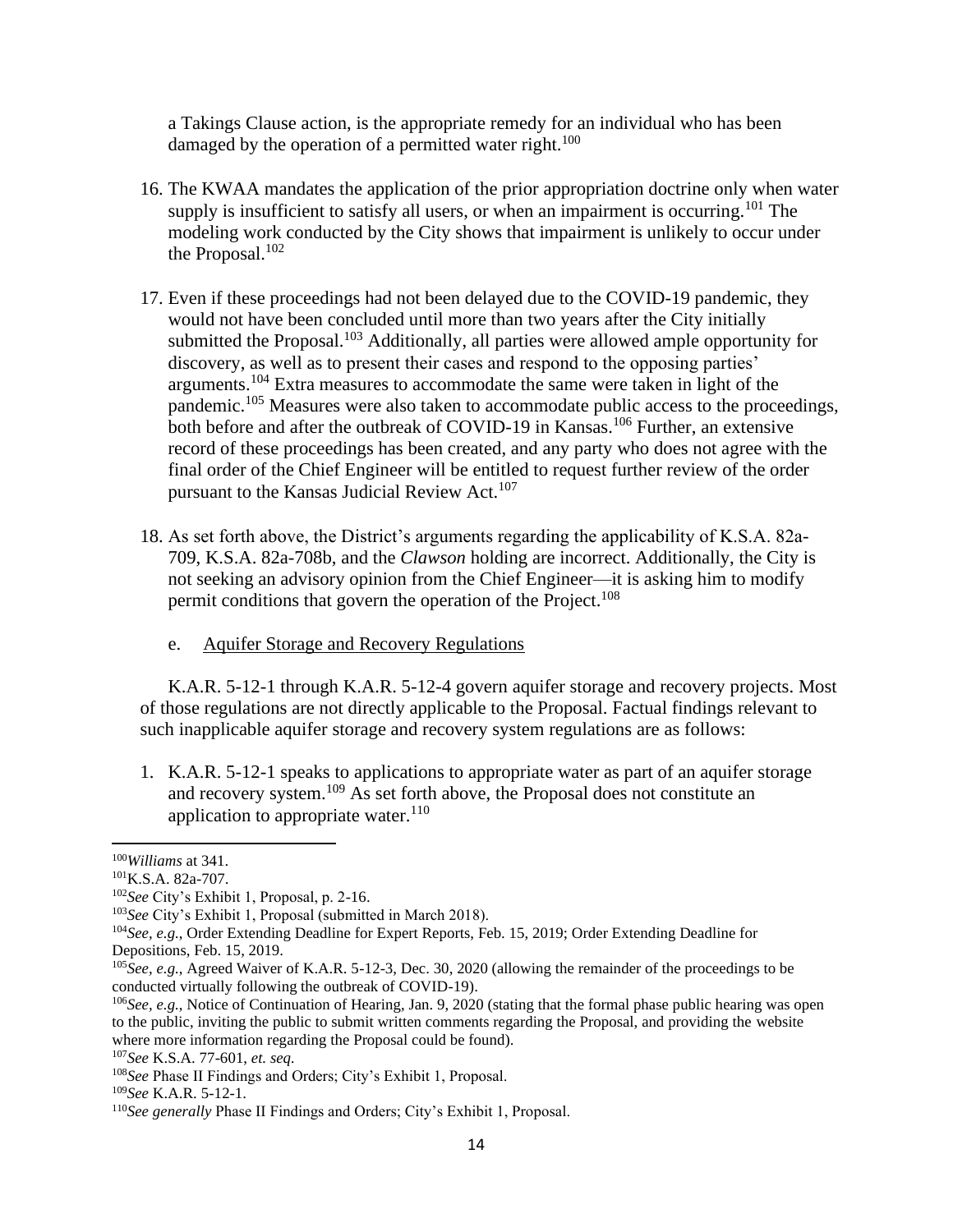a Takings Clause action, is the appropriate remedy for an individual who has been damaged by the operation of a permitted water right.[100]

16. The KWAA mandates the application of the prior appropriation doctrine only when water supply is insufficient to satisfy all users, or when an impairment is occurring.[101] The modeling work conducted by the City shows that impairment is unlikely to occur under the Proposal.[102]

17. Even if these proceedings had not been delayed due to the COVID-19 pandemic, they would not have been concluded until more than two years after the City initially submitted the Proposal.[103] Additionally, all parties were allowed ample opportunity for discovery, as well as to present their cases and respond to the opposing parties' arguments.[104] Extra measures to accommodate the same were taken in light of the pandemic.[105] Measures were also taken to accommodate public access to the proceedings, both before and after the outbreak of COVID-19 in Kansas.[106] Further, an extensive record of these proceedings has been created, and any party who does not agree with the final order of the Chief Engineer will be entitled to request further review of the order pursuant to the Kansas Judicial Review Act.[107]

18. As set forth above, the District's arguments regarding the applicability of K.S.A. 82a-709, K.S.A. 82a-708b, and the *Clawson* holding are incorrect. Additionally, the City is not seeking an advisory opinion from the Chief Engineer—it is asking him to modify permit conditions that govern the operation of the Project.[108]

e. Aquifer Storage and Recovery Regulations

K.A.R. 5-12-1 through K.A.R. 5-12-4 govern aquifer storage and recovery projects. Most of those regulations are not directly applicable to the Proposal. Factual findings relevant to such inapplicable aquifer storage and recovery system regulations are as follows:

1. K.A.R. 5-12-1 speaks to applications to appropriate water as part of an aquifer storage and recovery system.[109] As set forth above, the Proposal does not constitute an application to appropriate water.[110]

---

[100] *Williams* at 341.

[101] K.S.A. 82a-707.

[102] *See* City's Exhibit 1, Proposal, p. 2-16.

[103] *See* City's Exhibit 1, Proposal (submitted in March 2018).

[104] *See, e.g.*, Order Extending Deadline for Expert Reports, Feb. 15, 2019; Order Extending Deadline for Depositions, Feb. 15, 2019.

[105] *See, e.g.*, Agreed Waiver of K.A.R. 5-12-3, Dec. 30, 2020 (allowing the remainder of the proceedings to be conducted virtually following the outbreak of COVID-19).

[106] *See, e.g.*, Notice of Continuation of Hearing, Jan. 9, 2020 (stating that the formal phase public hearing was open to the public, inviting the public to submit written comments regarding the Proposal, and providing the website where more information regarding the Proposal could be found).

[107] *See* K.S.A. 77-601, *et. seq.*

[108] *See* Phase II Findings and Orders; City's Exhibit 1, Proposal.

[109] *See* K.A.R. 5-12-1.

[110] *See generally* Phase II Findings and Orders; City's Exhibit 1, Proposal.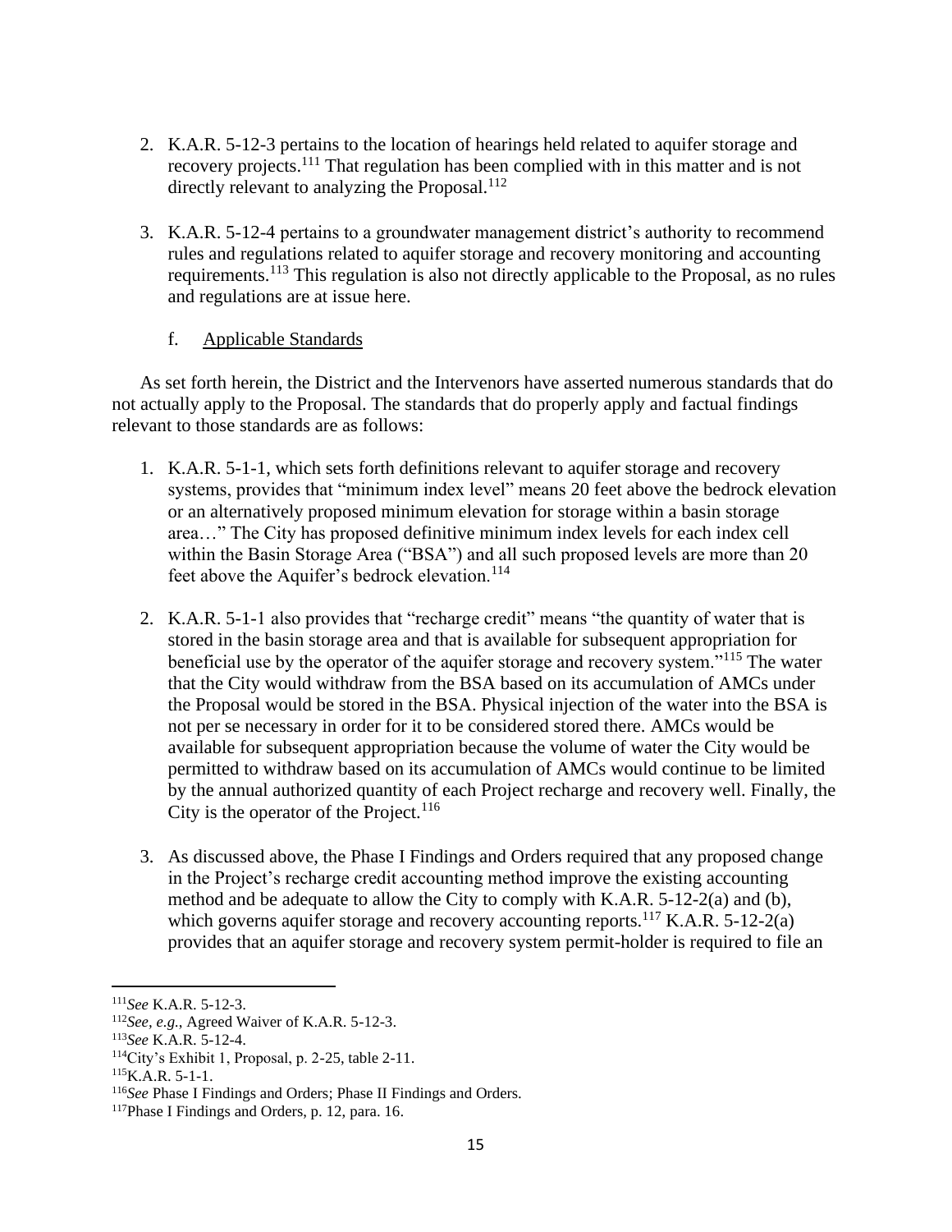2. K.A.R. 5-12-3 pertains to the location of hearings held related to aquifer storage and recovery projects.[111] That regulation has been complied with in this matter and is not directly relevant to analyzing the Proposal.[112]

3. K.A.R. 5-12-4 pertains to a groundwater management district's authority to recommend rules and regulations related to aquifer storage and recovery monitoring and accounting requirements.[113] This regulation is also not directly applicable to the Proposal, as no rules and regulations are at issue here.

   f. Applicable Standards

As set forth herein, the District and the Intervenors have asserted numerous standards that do not actually apply to the Proposal. The standards that do properly apply and factual findings relevant to those standards are as follows:

1. K.A.R. 5-1-1, which sets forth definitions relevant to aquifer storage and recovery systems, provides that "minimum index level" means 20 feet above the bedrock elevation or an alternatively proposed minimum elevation for storage within a basin storage area…" The City has proposed definitive minimum index levels for each index cell within the Basin Storage Area ("BSA") and all such proposed levels are more than 20 feet above the Aquifer's bedrock elevation.[114]

2. K.A.R. 5-1-1 also provides that "recharge credit" means "the quantity of water that is stored in the basin storage area and that is available for subsequent appropriation for beneficial use by the operator of the aquifer storage and recovery system."[115] The water that the City would withdraw from the BSA based on its accumulation of AMCs under the Proposal would be stored in the BSA. Physical injection of the water into the BSA is not per se necessary in order for it to be considered stored there. AMCs would be available for subsequent appropriation because the volume of water the City would be permitted to withdraw based on its accumulation of AMCs would continue to be limited by the annual authorized quantity of each Project recharge and recovery well. Finally, the City is the operator of the Project.[116]

3. As discussed above, the Phase I Findings and Orders required that any proposed change in the Project's recharge credit accounting method improve the existing accounting method and be adequate to allow the City to comply with K.A.R. 5-12-2(a) and (b), which governs aquifer storage and recovery accounting reports.[117] K.A.R. 5-12-2(a) provides that an aquifer storage and recovery system permit-holder is required to file an

---

[111] *See* K.A.R. 5-12-3.

[112] *See, e.g.,* Agreed Waiver of K.A.R. 5-12-3.

[113] *See* K.A.R. 5-12-4.

[114] City's Exhibit 1, Proposal, p. 2-25, table 2-11.

[115] K.A.R. 5-1-1.

[116] *See* Phase I Findings and Orders; Phase II Findings and Orders.

[117] Phase I Findings and Orders, p. 12, para. 16.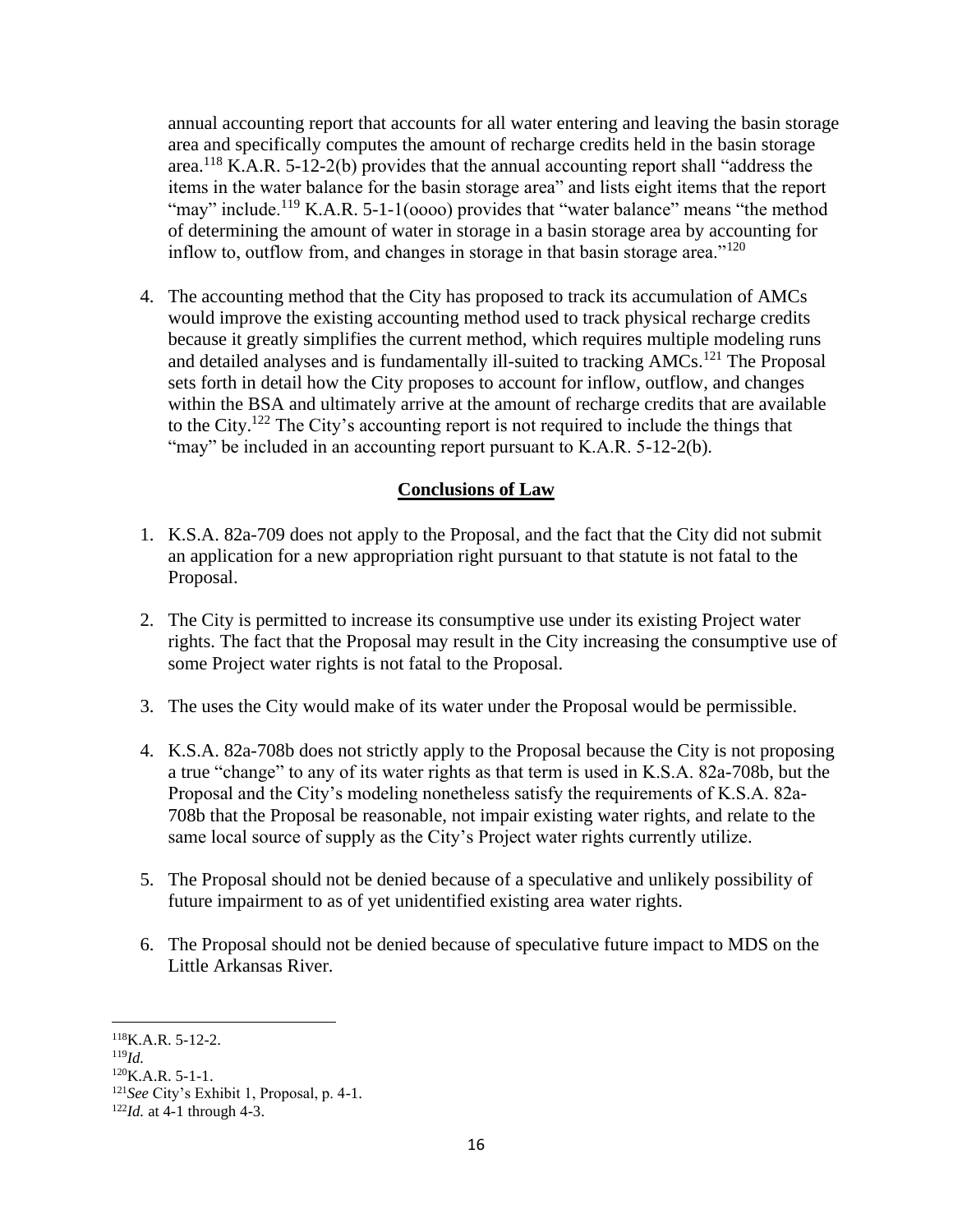annual accounting report that accounts for all water entering and leaving the basin storage area and specifically computes the amount of recharge credits held in the basin storage area.[118] K.A.R. 5-12-2(b) provides that the annual accounting report shall "address the items in the water balance for the basin storage area" and lists eight items that the report "may" include.[119] K.A.R. 5-1-1(oooo) provides that "water balance" means "the method of determining the amount of water in storage in a basin storage area by accounting for inflow to, outflow from, and changes in storage in that basin storage area."[120]

4. The accounting method that the City has proposed to track its accumulation of AMCs would improve the existing accounting method used to track physical recharge credits because it greatly simplifies the current method, which requires multiple modeling runs and detailed analyses and is fundamentally ill-suited to tracking AMCs.[121] The Proposal sets forth in detail how the City proposes to account for inflow, outflow, and changes within the BSA and ultimately arrive at the amount of recharge credits that are available to the City.[122] The City's accounting report is not required to include the things that "may" be included in an accounting report pursuant to K.A.R. 5-12-2(b).

## **Conclusions of Law**

1. K.S.A. 82a-709 does not apply to the Proposal, and the fact that the City did not submit an application for a new appropriation right pursuant to that statute is not fatal to the Proposal.

2. The City is permitted to increase its consumptive use under its existing Project water rights. The fact that the Proposal may result in the City increasing the consumptive use of some Project water rights is not fatal to the Proposal.

3. The uses the City would make of its water under the Proposal would be permissible.

4. K.S.A. 82a-708b does not strictly apply to the Proposal because the City is not proposing a true "change" to any of its water rights as that term is used in K.S.A. 82a-708b, but the Proposal and the City's modeling nonetheless satisfy the requirements of K.S.A. 82a-708b that the Proposal be reasonable, not impair existing water rights, and relate to the same local source of supply as the City's Project water rights currently utilize.

5. The Proposal should not be denied because of a speculative and unlikely possibility of future impairment to as of yet unidentified existing area water rights.

6. The Proposal should not be denied because of speculative future impact to MDS on the Little Arkansas River.

---

[118] K.A.R. 5-12-2.
[119] *Id.*
[120] K.A.R. 5-1-1.
[121] *See* City's Exhibit 1, Proposal, p. 4-1.
[122] *Id.* at 4-1 through 4-3.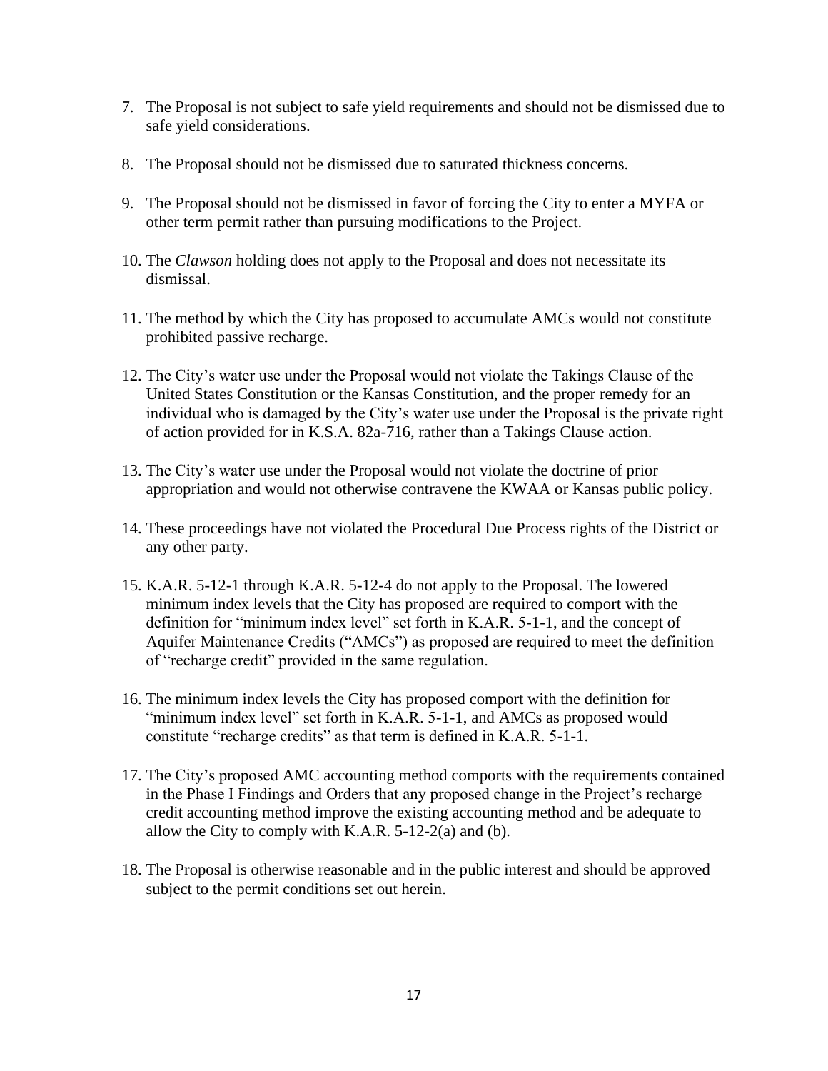7. The Proposal is not subject to safe yield requirements and should not be dismissed due to safe yield considerations.

8. The Proposal should not be dismissed due to saturated thickness concerns.

9. The Proposal should not be dismissed in favor of forcing the City to enter a MYFA or other term permit rather than pursuing modifications to the Project.

10. The *Clawson* holding does not apply to the Proposal and does not necessitate its dismissal.

11. The method by which the City has proposed to accumulate AMCs would not constitute prohibited passive recharge.

12. The City's water use under the Proposal would not violate the Takings Clause of the United States Constitution or the Kansas Constitution, and the proper remedy for an individual who is damaged by the City's water use under the Proposal is the private right of action provided for in K.S.A. 82a-716, rather than a Takings Clause action.

13. The City's water use under the Proposal would not violate the doctrine of prior appropriation and would not otherwise contravene the KWAA or Kansas public policy.

14. These proceedings have not violated the Procedural Due Process rights of the District or any other party.

15. K.A.R. 5-12-1 through K.A.R. 5-12-4 do not apply to the Proposal. The lowered minimum index levels that the City has proposed are required to comport with the definition for "minimum index level" set forth in K.A.R. 5-1-1, and the concept of Aquifer Maintenance Credits ("AMCs") as proposed are required to meet the definition of "recharge credit" provided in the same regulation.

16. The minimum index levels the City has proposed comport with the definition for "minimum index level" set forth in K.A.R. 5-1-1, and AMCs as proposed would constitute "recharge credits" as that term is defined in K.A.R. 5-1-1.

17. The City's proposed AMC accounting method comports with the requirements contained in the Phase I Findings and Orders that any proposed change in the Project's recharge credit accounting method improve the existing accounting method and be adequate to allow the City to comply with K.A.R. 5-12-2(a) and (b).

18. The Proposal is otherwise reasonable and in the public interest and should be approved subject to the permit conditions set out herein.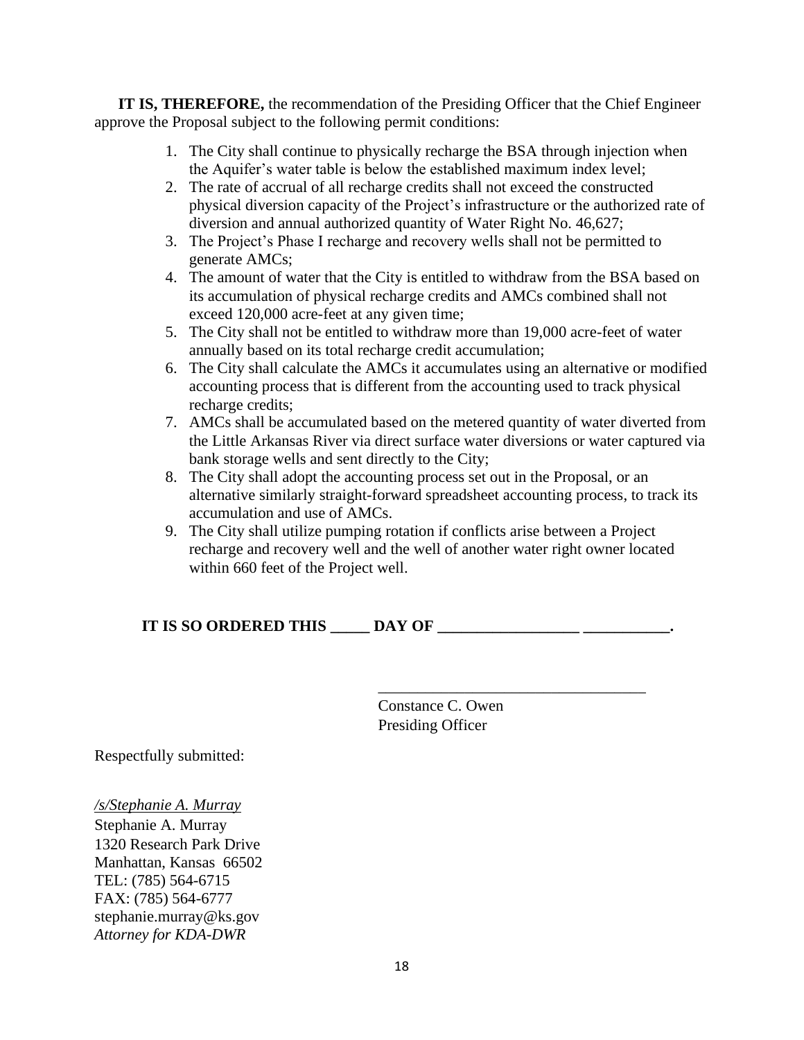**IT IS, THEREFORE,** the recommendation of the Presiding Officer that the Chief Engineer approve the Proposal subject to the following permit conditions:

1. The City shall continue to physically recharge the BSA through injection when the Aquifer's water table is below the established maximum index level;
2. The rate of accrual of all recharge credits shall not exceed the constructed physical diversion capacity of the Project's infrastructure or the authorized rate of diversion and annual authorized quantity of Water Right No. 46,627;
3. The Project's Phase I recharge and recovery wells shall not be permitted to generate AMCs;
4. The amount of water that the City is entitled to withdraw from the BSA based on its accumulation of physical recharge credits and AMCs combined shall not exceed 120,000 acre-feet at any given time;
5. The City shall not be entitled to withdraw more than 19,000 acre-feet of water annually based on its total recharge credit accumulation;
6. The City shall calculate the AMCs it accumulates using an alternative or modified accounting process that is different from the accounting used to track physical recharge credits;
7. AMCs shall be accumulated based on the metered quantity of water diverted from the Little Arkansas River via direct surface water diversions or water captured via bank storage wells and sent directly to the City;
8. The City shall adopt the accounting process set out in the Proposal, or an alternative similarly straight-forward spreadsheet accounting process, to track its accumulation and use of AMCs.
9. The City shall utilize pumping rotation if conflicts arise between a Project recharge and recovery well and the well of another water right owner located within 660 feet of the Project well.

**IT IS SO ORDERED THIS _____ DAY OF __________________ ___________.**

__________________________________
Constance C. Owen
Presiding Officer

Respectfully submitted:

*/s/Stephanie A. Murray*
Stephanie A. Murray
1320 Research Park Drive
Manhattan, Kansas 66502
TEL: (785) 564-6715
FAX: (785) 564-6777
stephanie.murray@ks.gov
*Attorney for KDA-DWR*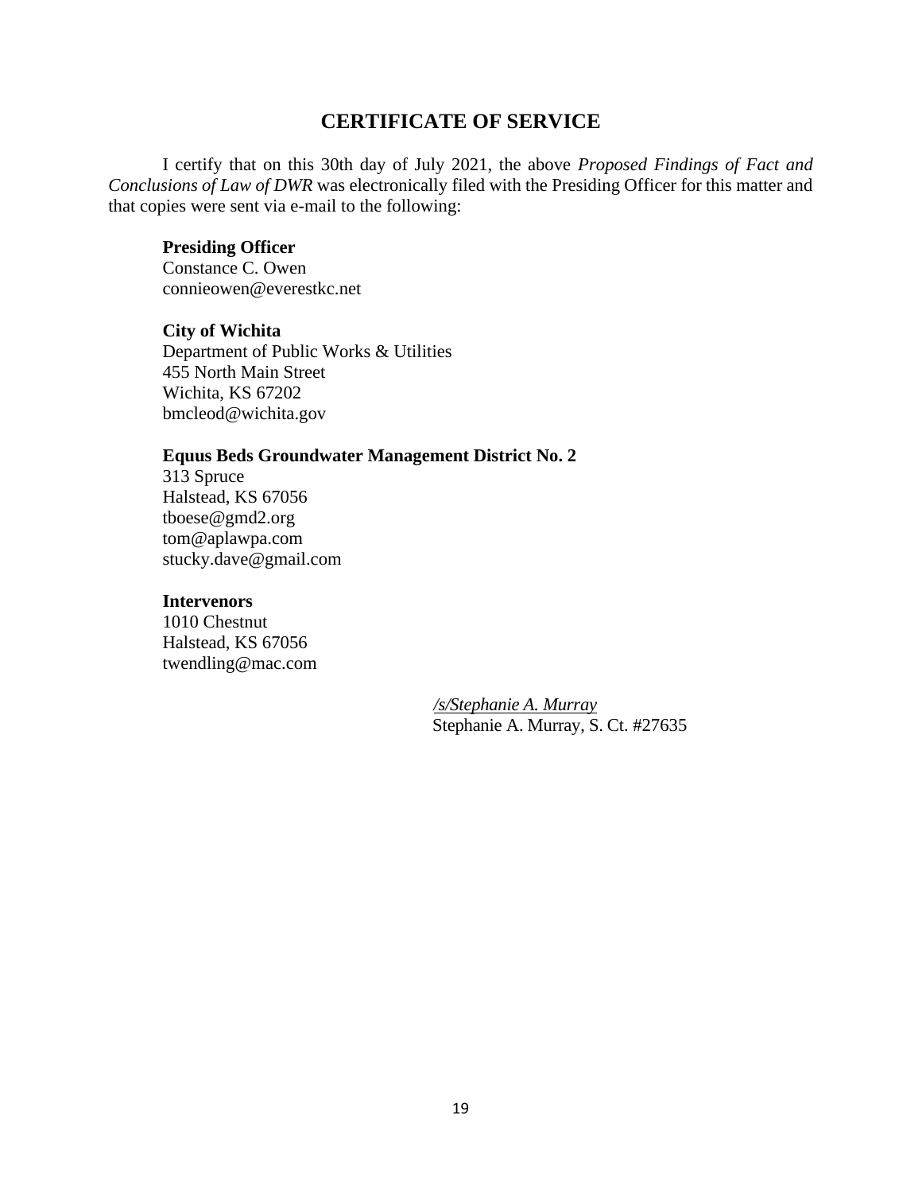## CERTIFICATE OF SERVICE

I certify that on this 30th day of July 2021, the above *Proposed Findings of Fact and Conclusions of Law of DWR* was electronically filed with the Presiding Officer for this matter and that copies were sent via e-mail to the following:

**Presiding Officer**
Constance C. Owen
connieowen@everestkc.net

**City of Wichita**
Department of Public Works & Utilities
455 North Main Street
Wichita, KS 67202
bmcleod@wichita.gov

**Equus Beds Groundwater Management District No. 2**
313 Spruce
Halstead, KS 67056
tboese@gmd2.org
tom@aplawpa.com
stucky.dave@gmail.com

**Intervenors**
1010 Chestnut
Halstead, KS 67056
twendling@mac.com

*/s/Stephanie A. Murray*
Stephanie A. Murray, S. Ct. #27635